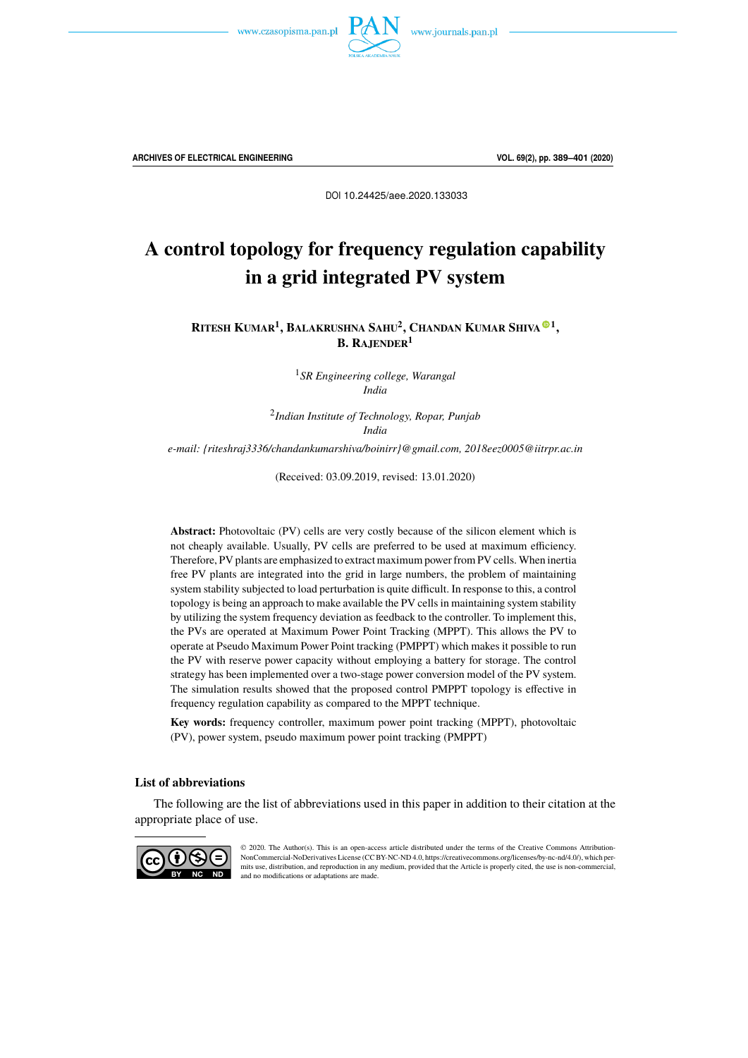DOI 10.24425/aee.2020.133033

# A control topology for frequency regulation capability in a grid integrated PV system

**Ritesh Kumar**[1], **Balakrushna Sahu**[2], **Chandan Kumar Shiva**[1], **B. Rajender**[1]

[1] *SR Engineering college, Warangal*
*India*

[2] *Indian Institute of Technology, Ropar, Punjab*
*India*

*e-mail: {riteshraj3336/chandankumarshiva/boinirr}@gmail.com, 2018eez0005@iitrpr.ac.in*

(Received: 03.09.2019, revised: 13.01.2020)

**Abstract:** Photovoltaic (PV) cells are very costly because of the silicon element which is not cheaply available. Usually, PV cells are preferred to be used at maximum efficiency. Therefore, PV plants are emphasized to extract maximum power from PV cells. When inertia free PV plants are integrated into the grid in large numbers, the problem of maintaining system stability subjected to load perturbation is quite difficult. In response to this, a control topology is being an approach to make available the PV cells in maintaining system stability by utilizing the system frequency deviation as feedback to the controller. To implement this, the PVs are operated at Maximum Power Point Tracking (MPPT). This allows the PV to operate at Pseudo Maximum Power Point tracking (PMPPT) which makes it possible to run the PV with reserve power capacity without employing a battery for storage. The control strategy has been implemented over a two-stage power conversion model of the PV system. The simulation results showed that the proposed control PMPPT topology is effective in frequency regulation capability as compared to the MPPT technique.

**Key words:** frequency controller, maximum power point tracking (MPPT), photovoltaic (PV), power system, pseudo maximum power point tracking (PMPPT)

## List of abbreviations

The following are the list of abbreviations used in this paper in addition to their citation at the appropriate place of use.

© 2020. The Author(s). This is an open-access article distributed under the terms of the Creative Commons Attribution-NonCommercial-NoDerivatives License (CC BY-NC-ND 4.0, https://creativecommons.org/licenses/by-nc-nd/4.0/), which permits use, distribution, and reproduction in any medium, provided that the Article is properly cited, the use is non-commercial, and no modifications or adaptations are made.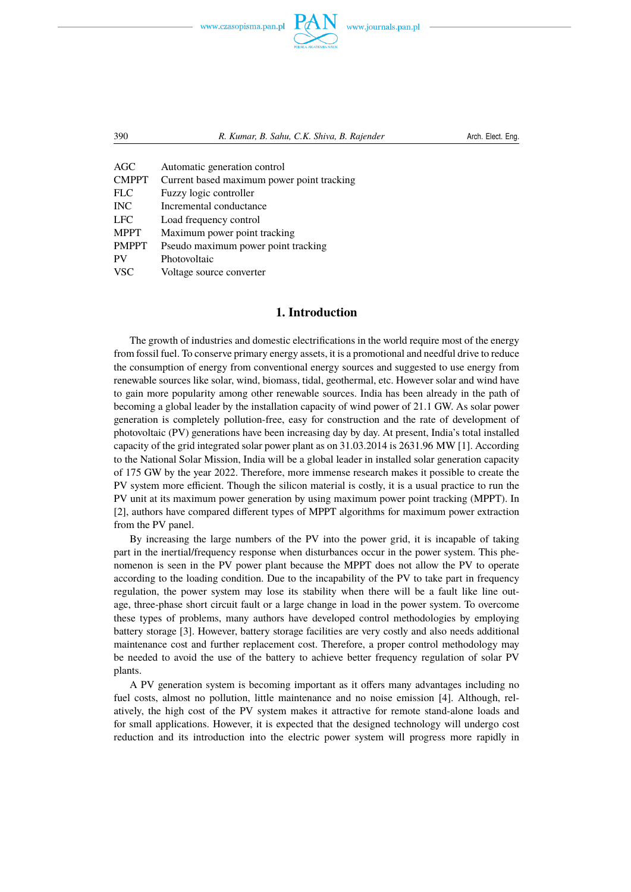| | |
|---|---|
| AGC | Automatic generation control |
| CMPPT | Current based maximum power point tracking |
| FLC | Fuzzy logic controller |
| INC | Incremental conductance |
| LFC | Load frequency control |
| MPPT | Maximum power point tracking |
| PMPPT | Pseudo maximum power point tracking |
| PV | Photovoltaic |
| VSC | Voltage source converter |

## 1. Introduction

The growth of industries and domestic electrifications in the world require most of the energy from fossil fuel. To conserve primary energy assets, it is a promotional and needful drive to reduce the consumption of energy from conventional energy sources and suggested to use energy from renewable sources like solar, wind, biomass, tidal, geothermal, etc. However solar and wind have to gain more popularity among other renewable sources. India has been already in the path of becoming a global leader by the installation capacity of wind power of 21.1 GW. As solar power generation is completely pollution-free, easy for construction and the rate of development of photovoltaic (PV) generations have been increasing day by day. At present, India's total installed capacity of the grid integrated solar power plant as on 31.03.2014 is 2631.96 MW [1]. According to the National Solar Mission, India will be a global leader in installed solar generation capacity of 175 GW by the year 2022. Therefore, more immense research makes it possible to create the PV system more efficient. Though the silicon material is costly, it is a usual practice to run the PV unit at its maximum power generation by using maximum power point tracking (MPPT). In [2], authors have compared different types of MPPT algorithms for maximum power extraction from the PV panel.

By increasing the large numbers of the PV into the power grid, it is incapable of taking part in the inertial/frequency response when disturbances occur in the power system. This phenomenon is seen in the PV power plant because the MPPT does not allow the PV to operate according to the loading condition. Due to the incapability of the PV to take part in frequency regulation, the power system may lose its stability when there will be a fault like line outage, three-phase short circuit fault or a large change in load in the power system. To overcome these types of problems, many authors have developed control methodologies by employing battery storage [3]. However, battery storage facilities are very costly and also needs additional maintenance cost and further replacement cost. Therefore, a proper control methodology may be needed to avoid the use of the battery to achieve better frequency regulation of solar PV plants.

A PV generation system is becoming important as it offers many advantages including no fuel costs, almost no pollution, little maintenance and no noise emission [4]. Although, relatively, the high cost of the PV system makes it attractive for remote stand-alone loads and for small applications. However, it is expected that the designed technology will undergo cost reduction and its introduction into the electric power system will progress more rapidly in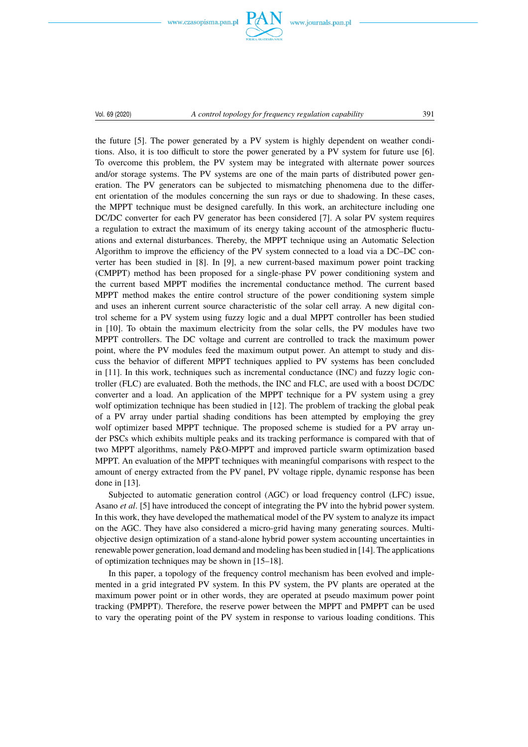the future [5]. The power generated by a PV system is highly dependent on weather conditions. Also, it is too difficult to store the power generated by a PV system for future use [6]. To overcome this problem, the PV system may be integrated with alternate power sources and/or storage systems. The PV systems are one of the main parts of distributed power generation. The PV generators can be subjected to mismatching phenomena due to the different orientation of the modules concerning the sun rays or due to shadowing. In these cases, the MPPT technique must be designed carefully. In this work, an architecture including one DC/DC converter for each PV generator has been considered [7]. A solar PV system requires a regulation to extract the maximum of its energy taking account of the atmospheric fluctuations and external disturbances. Thereby, the MPPT technique using an Automatic Selection Algorithm to improve the efficiency of the PV system connected to a load via a DC–DC converter has been studied in [8]. In [9], a new current-based maximum power point tracking (CMPPT) method has been proposed for a single-phase PV power conditioning system and the current based MPPT modifies the incremental conductance method. The current based MPPT method makes the entire control structure of the power conditioning system simple and uses an inherent current source characteristic of the solar cell array. A new digital control scheme for a PV system using fuzzy logic and a dual MPPT controller has been studied in [10]. To obtain the maximum electricity from the solar cells, the PV modules have two MPPT controllers. The DC voltage and current are controlled to track the maximum power point, where the PV modules feed the maximum output power. An attempt to study and discuss the behavior of different MPPT techniques applied to PV systems has been concluded in [11]. In this work, techniques such as incremental conductance (INC) and fuzzy logic controller (FLC) are evaluated. Both the methods, the INC and FLC, are used with a boost DC/DC converter and a load. An application of the MPPT technique for a PV system using a grey wolf optimization technique has been studied in [12]. The problem of tracking the global peak of a PV array under partial shading conditions has been attempted by employing the grey wolf optimizer based MPPT technique. The proposed scheme is studied for a PV array under PSCs which exhibits multiple peaks and its tracking performance is compared with that of two MPPT algorithms, namely P&O-MPPT and improved particle swarm optimization based MPPT. An evaluation of the MPPT techniques with meaningful comparisons with respect to the amount of energy extracted from the PV panel, PV voltage ripple, dynamic response has been done in [13].

Subjected to automatic generation control (AGC) or load frequency control (LFC) issue, Asano *et al*. [5] have introduced the concept of integrating the PV into the hybrid power system. In this work, they have developed the mathematical model of the PV system to analyze its impact on the AGC. They have also considered a micro-grid having many generating sources. Multi-objective design optimization of a stand-alone hybrid power system accounting uncertainties in renewable power generation, load demand and modeling has been studied in [14]. The applications of optimization techniques may be shown in [15–18].

In this paper, a topology of the frequency control mechanism has been evolved and implemented in a grid integrated PV system. In this PV system, the PV plants are operated at the maximum power point or in other words, they are operated at pseudo maximum power point tracking (PMPPT). Therefore, the reserve power between the MPPT and PMPPT can be used to vary the operating point of the PV system in response to various loading conditions. This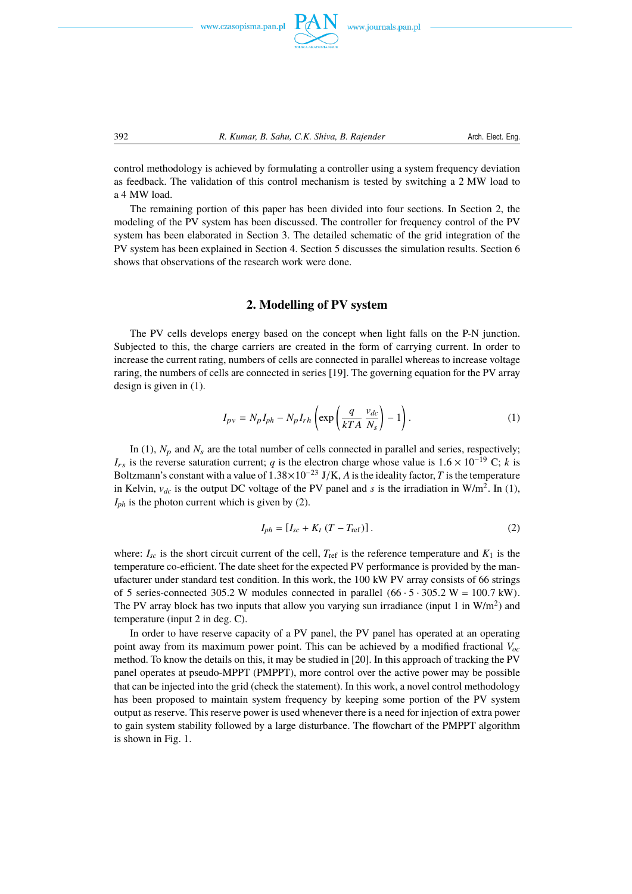control methodology is achieved by formulating a controller using a system frequency deviation as feedback. The validation of this control mechanism is tested by switching a 2 MW load to a 4 MW load.

The remaining portion of this paper has been divided into four sections. In Section 2, the modeling of the PV system has been discussed. The controller for frequency control of the PV system has been elaborated in Section 3. The detailed schematic of the grid integration of the PV system has been explained in Section 4. Section 5 discusses the simulation results. Section 6 shows that observations of the research work were done.

## 2. Modelling of PV system

The PV cells develops energy based on the concept when light falls on the P-N junction. Subjected to this, the charge carriers are created in the form of carrying current. In order to increase the current rating, numbers of cells are connected in parallel whereas to increase voltage raring, the numbers of cells are connected in series [19]. The governing equation for the PV array design is given in (1).

$$I_{pv} = N_p I_{ph} - N_p I_{rh} \left( \exp\left( \frac{q}{kTA} \frac{v_{dc}}{N_s} \right) - 1 \right). \tag{1}$$

In (1), $N_p$ and $N_s$ are the total number of cells connected in parallel and series, respectively; $I_{rs}$ is the reverse saturation current; $q$ is the electron charge whose value is $1.6 \times 10^{-19}$ C; $k$ is Boltzmann's constant with a value of $1.38 \times 10^{-23}$ J/K, $A$ is the ideality factor, $T$ is the temperature in Kelvin, $v_{dc}$ is the output DC voltage of the PV panel and $s$ is the irradiation in W/m$^2$. In (1), $I_{ph}$ is the photon current which is given by (2).

$$I_{ph} = [I_{sc} + K_t (T - T_{\text{ref}})]. \tag{2}$$

where: $I_{sc}$ is the short circuit current of the cell, $T_{\text{ref}}$ is the reference temperature and $K_1$ is the temperature co-efficient. The date sheet for the expected PV performance is provided by the manufacturer under standard test condition. In this work, the 100 kW PV array consists of 66 strings of 5 series-connected 305.2 W modules connected in parallel ($66 \cdot 5 \cdot 305.2$ W = 100.7 kW). The PV array block has two inputs that allow you varying sun irradiance (input 1 in W/m$^2$) and temperature (input 2 in deg. C).

In order to have reserve capacity of a PV panel, the PV panel has operated at an operating point away from its maximum power point. This can be achieved by a modified fractional $V_{oc}$ method. To know the details on this, it may be studied in [20]. In this approach of tracking the PV panel operates at pseudo-MPPT (PMPPT), more control over the active power may be possible that can be injected into the grid (check the statement). In this work, a novel control methodology has been proposed to maintain system frequency by keeping some portion of the PV system output as reserve. This reserve power is used whenever there is a need for injection of extra power to gain system stability followed by a large disturbance. The flowchart of the PMPPT algorithm is shown in Fig. 1.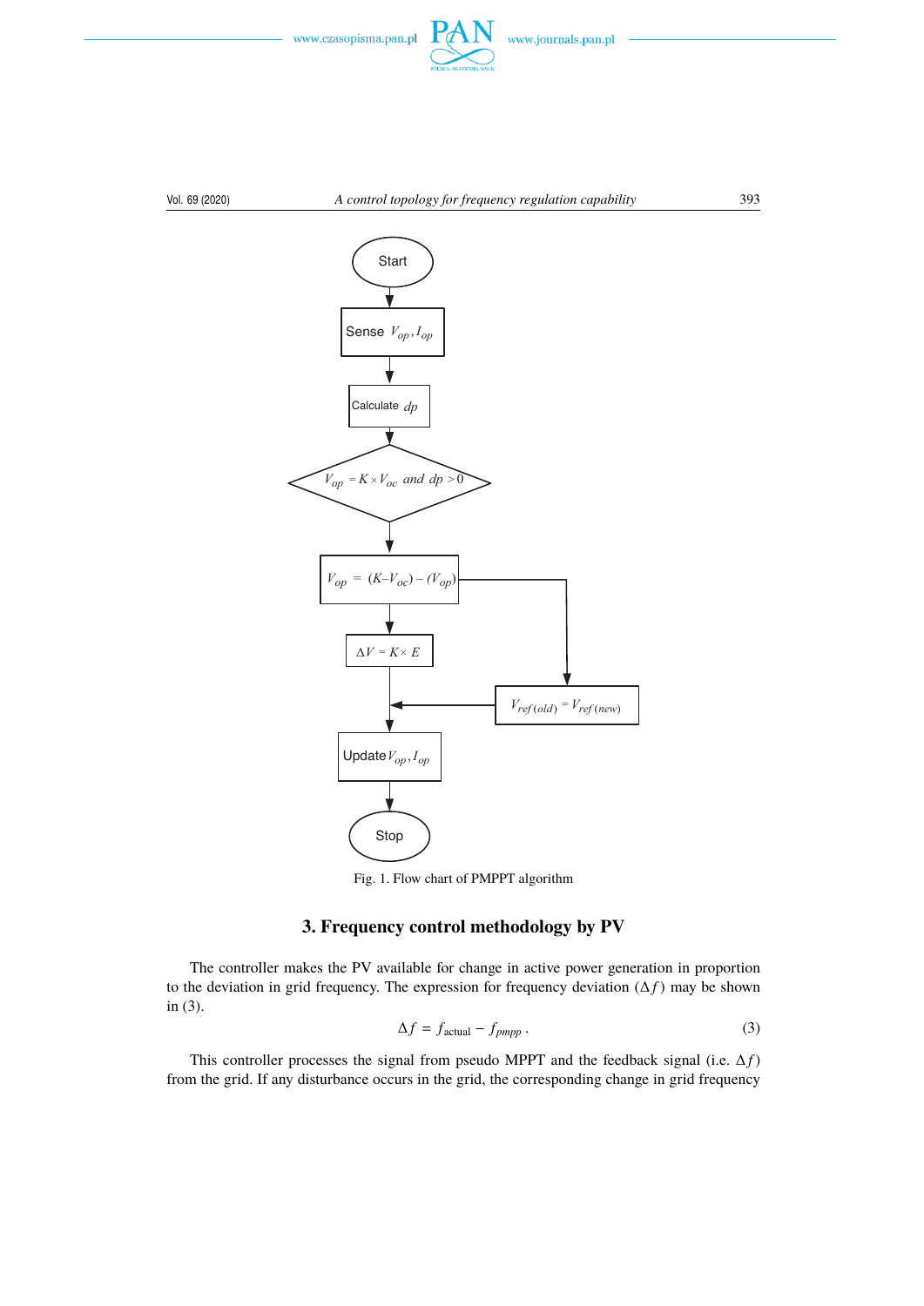Fig. 1. Flow chart of PMPPT algorithm

## 3. Frequency control methodology by PV

The controller makes the PV available for change in active power generation in proportion to the deviation in grid frequency. The expression for frequency deviation ($\Delta f$) may be shown in (3).

$$\Delta f = f_{\text{actual}} - f_{pmpp} . \tag{3}$$

This controller processes the signal from pseudo MPPT and the feedback signal (i.e. $\Delta f$) from the grid. If any disturbance occurs in the grid, the corresponding change in grid frequency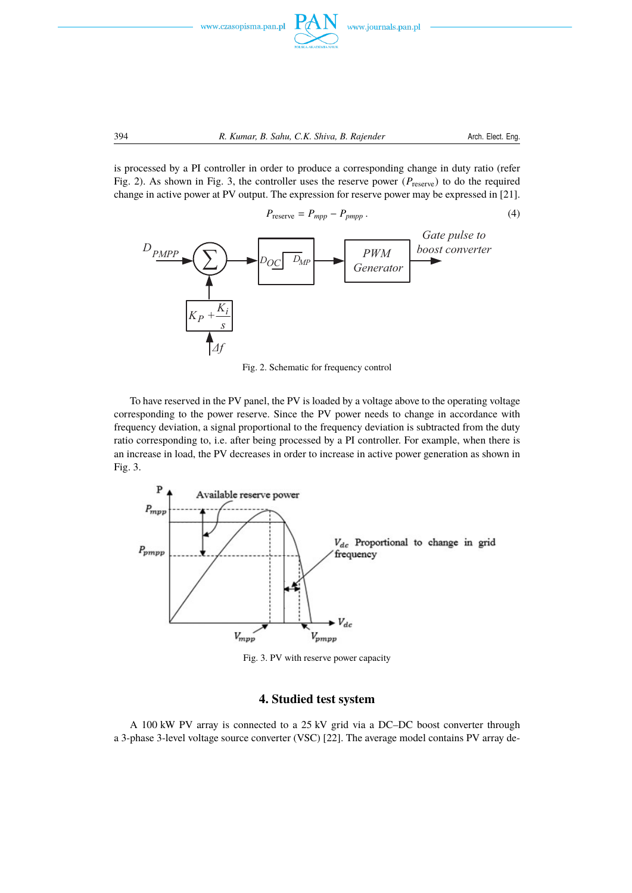is processed by a PI controller in order to produce a corresponding change in duty ratio (refer Fig. 2). As shown in Fig. 3, the controller uses the reserve power ($P_{\text{reserve}}$) to do the required change in active power at PV output. The expression for reserve power may be expressed in [21].

$$P_{\text{reserve}} = P_{mpp} - P_{pmpp} . \tag{4}$$

Fig. 2. Schematic for frequency control

To have reserved in the PV panel, the PV is loaded by a voltage above to the operating voltage corresponding to the power reserve. Since the PV power needs to change in accordance with frequency deviation, a signal proportional to the frequency deviation is subtracted from the duty ratio corresponding to, i.e. after being processed by a PI controller. For example, when there is an increase in load, the PV decreases in order to increase in active power generation as shown in Fig. 3.

Fig. 3. PV with reserve power capacity

## 4. Studied test system

A 100 kW PV array is connected to a 25 kV grid via a DC–DC boost converter through a 3-phase 3-level voltage source converter (VSC) [22]. The average model contains PV array de-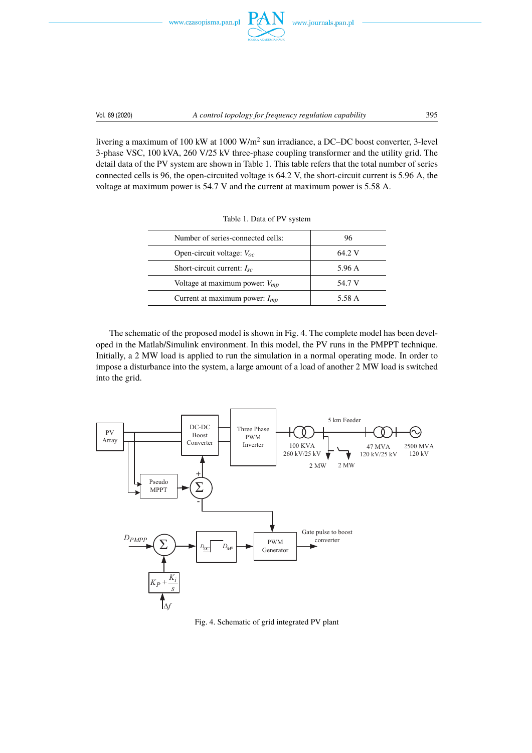livering a maximum of 100 kW at 1000 W/m$^2$ sun irradiance, a DC–DC boost converter, 3-level 3-phase VSC, 100 kVA, 260 V/25 kV three-phase coupling transformer and the utility grid. The detail data of the PV system are shown in Table 1. This table refers that the total number of series connected cells is 96, the open-circuited voltage is 64.2 V, the short-circuit current is 5.96 A, the voltage at maximum power is 54.7 V and the current at maximum power is 5.58 A.

Table 1. Data of PV system

| | |
|---|---|
| Number of series-connected cells: | 96 |
| Open-circuit voltage: $V_{oc}$ | 64.2 V |
| Short-circuit current: $I_{sc}$ | 5.96 A |
| Voltage at maximum power: $V_{mp}$ | 54.7 V |
| Current at maximum power: $I_{mp}$ | 5.58 A |

The schematic of the proposed model is shown in Fig. 4. The complete model has been developed in the Matlab/Simulink environment. In this model, the PV runs in the PMPPT technique. Initially, a 2 MW load is applied to run the simulation in a normal operating mode. In order to impose a disturbance into the system, a large amount of a load of another 2 MW load is switched into the grid.

Fig. 4. Schematic of grid integrated PV plant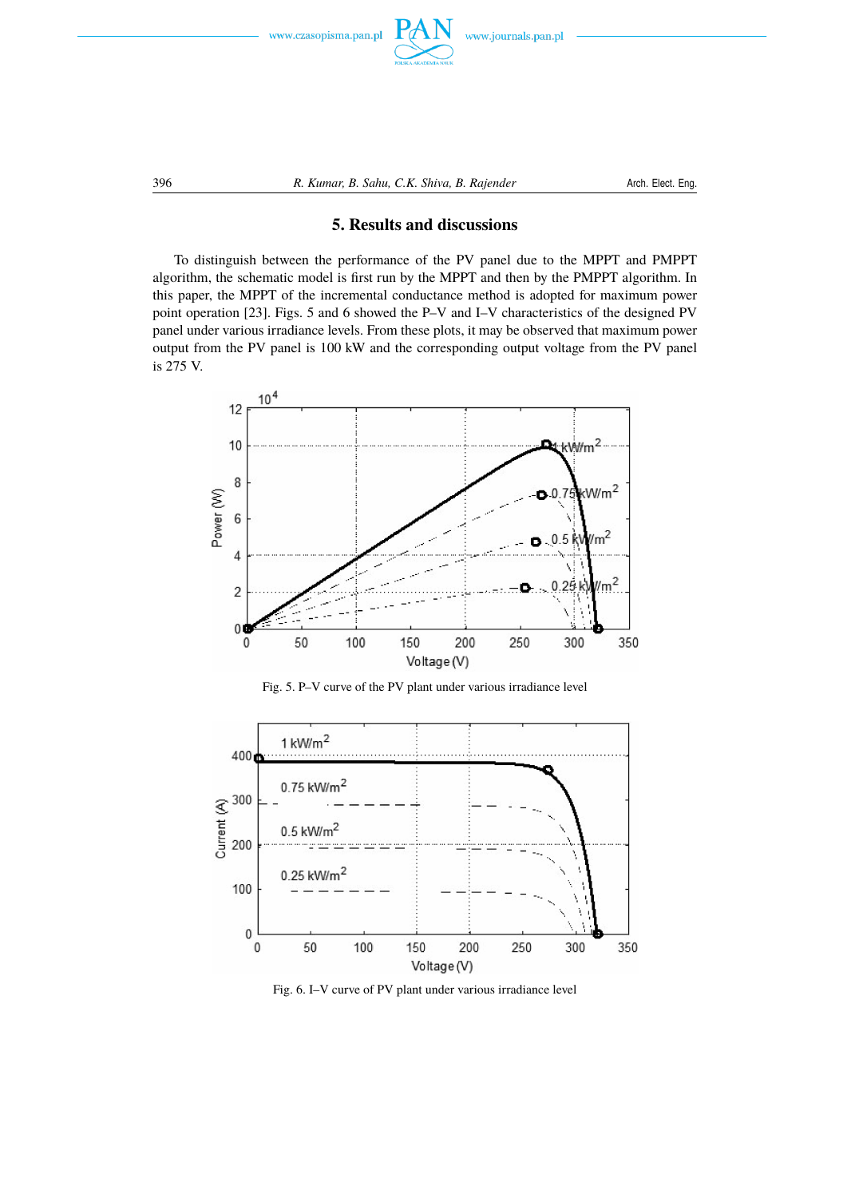## 5. Results and discussions

To distinguish between the performance of the PV panel due to the MPPT and PMPPT algorithm, the schematic model is first run by the MPPT and then by the PMPPT algorithm. In this paper, the MPPT of the incremental conductance method is adopted for maximum power point operation [23]. Figs. 5 and 6 showed the P–V and I–V characteristics of the designed PV panel under various irradiance levels. From these plots, it may be observed that maximum power output from the PV panel is 100 kW and the corresponding output voltage from the PV panel is 275 V.

Fig. 5. P–V curve of the PV plant under various irradiance level

Fig. 6. I–V curve of PV plant under various irradiance level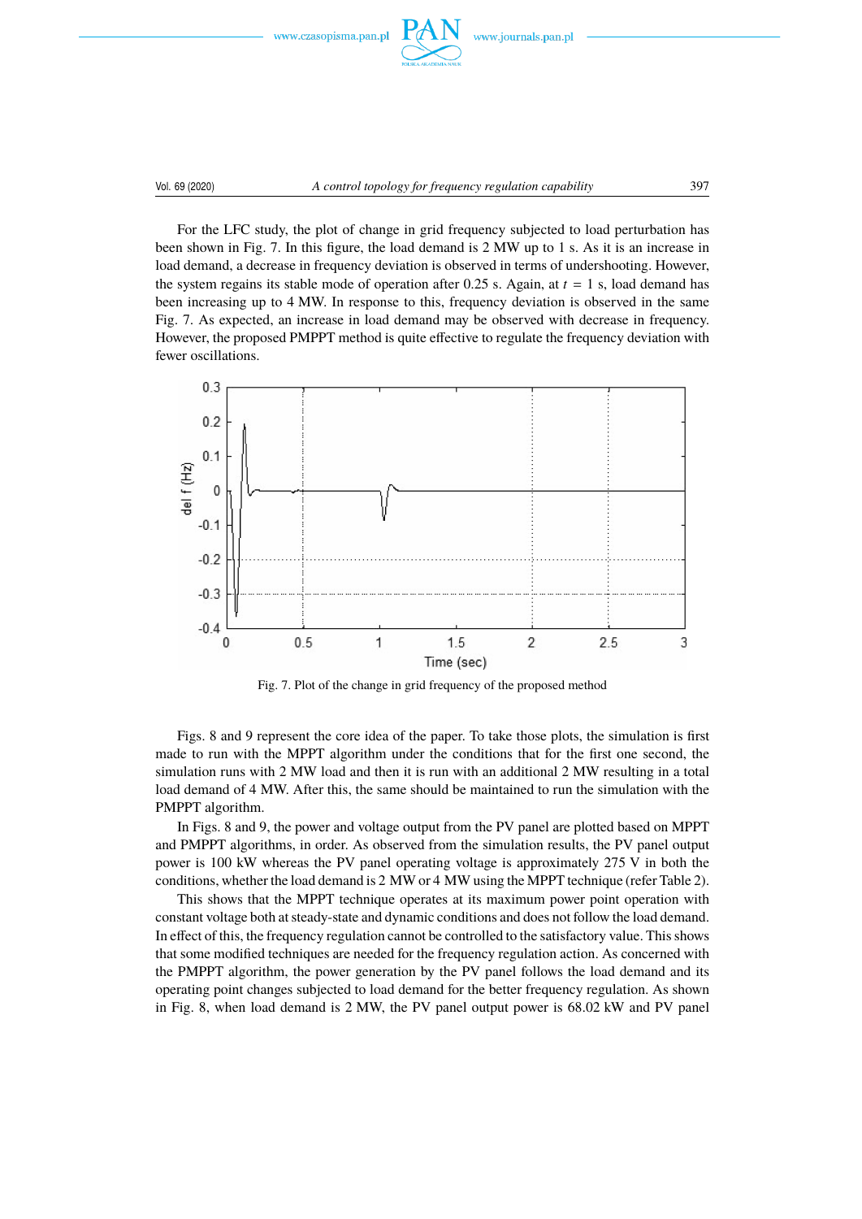For the LFC study, the plot of change in grid frequency subjected to load perturbation has been shown in Fig. 7. In this figure, the load demand is 2 MW up to 1 s. As it is an increase in load demand, a decrease in frequency deviation is observed in terms of undershooting. However, the system regains its stable mode of operation after 0.25 s. Again, at $t = 1$ s, load demand has been increasing up to 4 MW. In response to this, frequency deviation is observed in the same Fig. 7. As expected, an increase in load demand may be observed with decrease in frequency. However, the proposed PMPPT method is quite effective to regulate the frequency deviation with fewer oscillations.

Fig. 7. Plot of the change in grid frequency of the proposed method

Figs. 8 and 9 represent the core idea of the paper. To take those plots, the simulation is first made to run with the MPPT algorithm under the conditions that for the first one second, the simulation runs with 2 MW load and then it is run with an additional 2 MW resulting in a total load demand of 4 MW. After this, the same should be maintained to run the simulation with the PMPPT algorithm.

In Figs. 8 and 9, the power and voltage output from the PV panel are plotted based on MPPT and PMPPT algorithms, in order. As observed from the simulation results, the PV panel output power is 100 kW whereas the PV panel operating voltage is approximately 275 V in both the conditions, whether the load demand is 2 MW or 4 MW using the MPPT technique (refer Table 2).

This shows that the MPPT technique operates at its maximum power point operation with constant voltage both at steady-state and dynamic conditions and does not follow the load demand. In effect of this, the frequency regulation cannot be controlled to the satisfactory value. This shows that some modified techniques are needed for the frequency regulation action. As concerned with the PMPPT algorithm, the power generation by the PV panel follows the load demand and its operating point changes subjected to load demand for the better frequency regulation. As shown in Fig. 8, when load demand is 2 MW, the PV panel output power is 68.02 kW and PV panel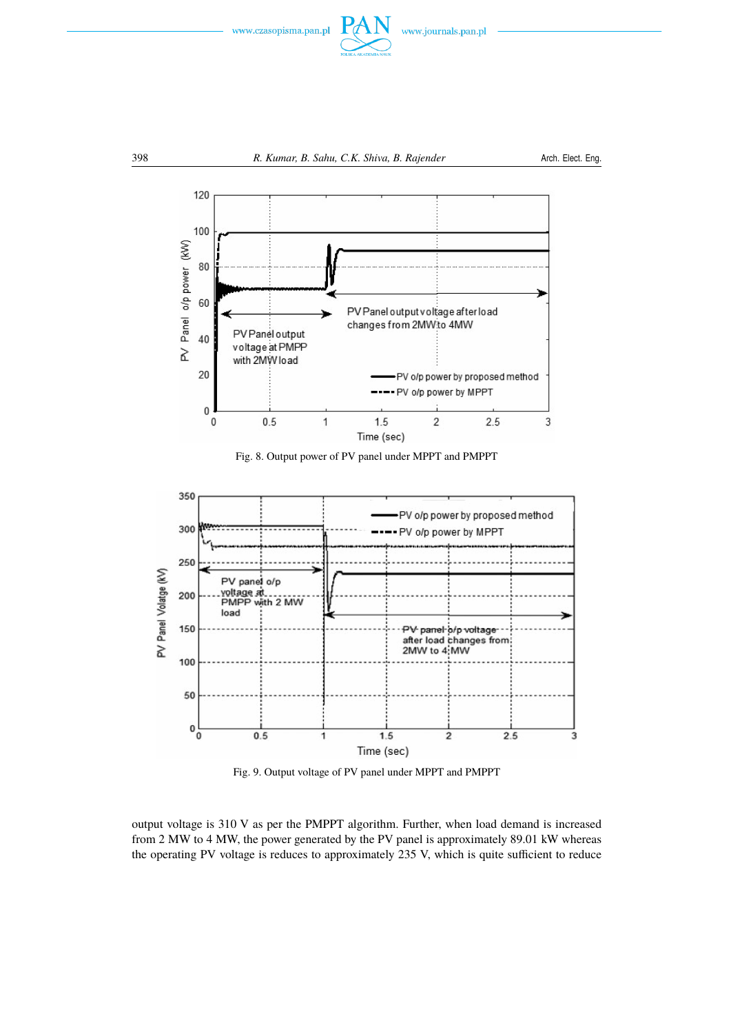Fig. 8. Output power of PV panel under MPPT and PMPPT

Fig. 9. Output voltage of PV panel under MPPT and PMPPT

output voltage is 310 V as per the PMPPT algorithm. Further, when load demand is increased from 2 MW to 4 MW, the power generated by the PV panel is approximately 89.01 kW whereas the operating PV voltage is reduces to approximately 235 V, which is quite sufficient to reduce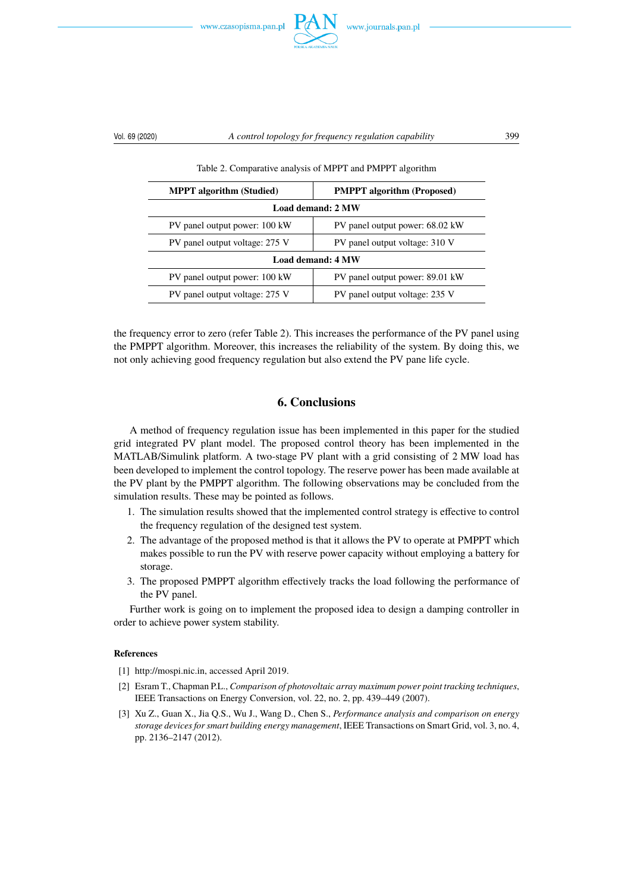Table 2. Comparative analysis of MPPT and PMPPT algorithm

| MPPT algorithm (Studied) | PMPPT algorithm (Proposed) |
|---|---|
| **Load demand: 2 MW** | |
| PV panel output power: 100 kW | PV panel output power: 68.02 kW |
| PV panel output voltage: 275 V | PV panel output voltage: 310 V |
| **Load demand: 4 MW** | |
| PV panel output power: 100 kW | PV panel output power: 89.01 kW |
| PV panel output voltage: 275 V | PV panel output voltage: 235 V |

the frequency error to zero (refer Table 2). This increases the performance of the PV panel using the PMPPT algorithm. Moreover, this increases the reliability of the system. By doing this, we not only achieving good frequency regulation but also extend the PV pane life cycle.

## 6. Conclusions

A method of frequency regulation issue has been implemented in this paper for the studied grid integrated PV plant model. The proposed control theory has been implemented in the MATLAB/Simulink platform. A two-stage PV plant with a grid consisting of 2 MW load has been developed to implement the control topology. The reserve power has been made available at the PV plant by the PMPPT algorithm. The following observations may be concluded from the simulation results. These may be pointed as follows.

1. The simulation results showed that the implemented control strategy is effective to control the frequency regulation of the designed test system.
2. The advantage of the proposed method is that it allows the PV to operate at PMPPT which makes possible to run the PV with reserve power capacity without employing a battery for storage.
3. The proposed PMPPT algorithm effectively tracks the load following the performance of the PV panel.

Further work is going on to implement the proposed idea to design a damping controller in order to achieve power system stability.

### References

[1] http://mospi.nic.in, accessed April 2019.

[2] Esram T., Chapman P.L., *Comparison of photovoltaic array maximum power point tracking techniques*, IEEE Transactions on Energy Conversion, vol. 22, no. 2, pp. 439–449 (2007).

[3] Xu Z., Guan X., Jia Q.S., Wu J., Wang D., Chen S., *Performance analysis and comparison on energy storage devices for smart building energy management*, IEEE Transactions on Smart Grid, vol. 3, no. 4, pp. 2136–2147 (2012).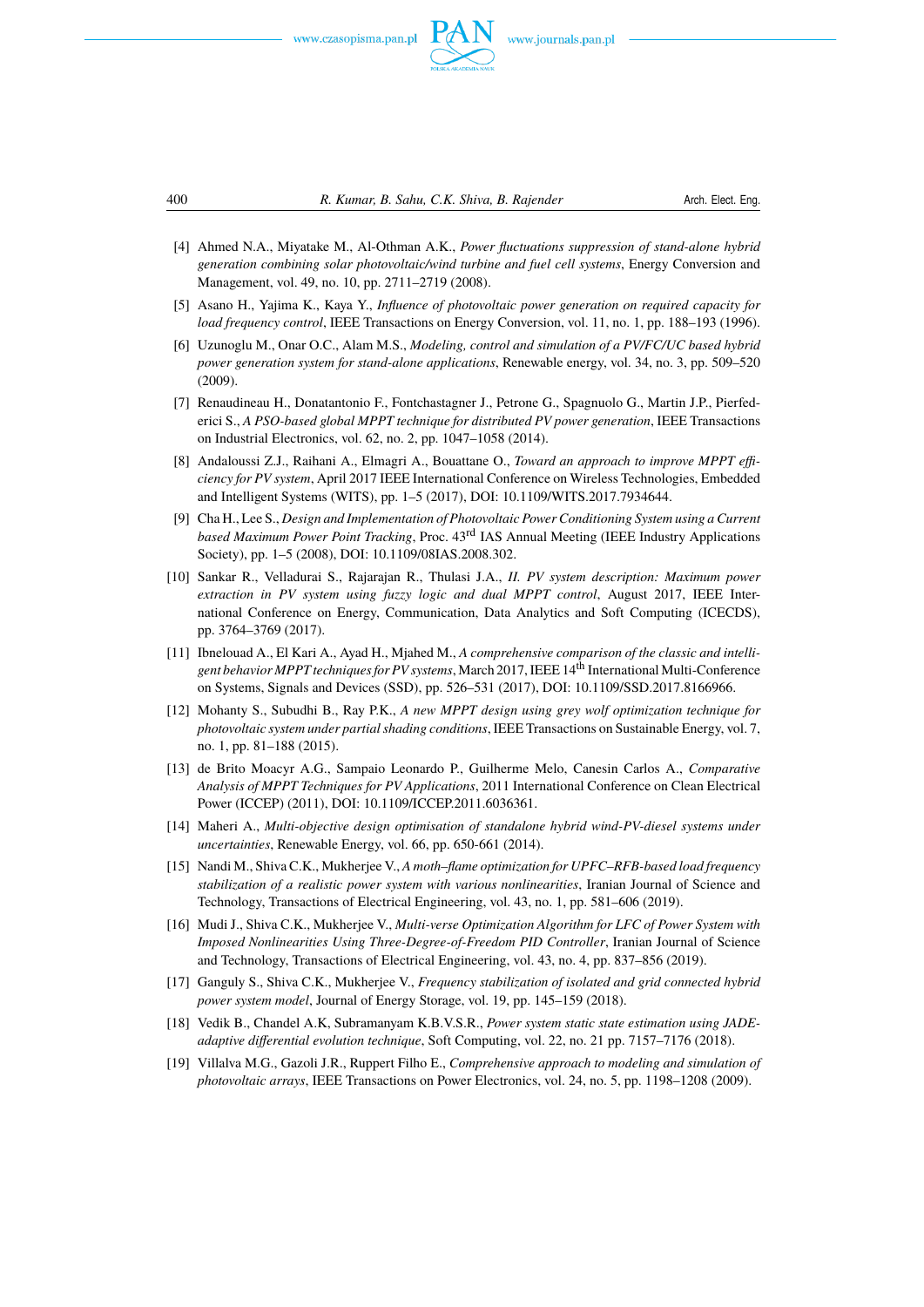[4] Ahmed N.A., Miyatake M., Al-Othman A.K., *Power fluctuations suppression of stand-alone hybrid generation combining solar photovoltaic/wind turbine and fuel cell systems*, Energy Conversion and Management, vol. 49, no. 10, pp. 2711–2719 (2008).

[5] Asano H., Yajima K., Kaya Y., *Influence of photovoltaic power generation on required capacity for load frequency control*, IEEE Transactions on Energy Conversion, vol. 11, no. 1, pp. 188–193 (1996).

[6] Uzunoglu M., Onar O.C., Alam M.S., *Modeling, control and simulation of a PV/FC/UC based hybrid power generation system for stand-alone applications*, Renewable energy, vol. 34, no. 3, pp. 509–520 (2009).

[7] Renaudineau H., Donatantonio F., Fontchastagner J., Petrone G., Spagnuolo G., Martin J.P., Pierfederici S., *A PSO-based global MPPT technique for distributed PV power generation*, IEEE Transactions on Industrial Electronics, vol. 62, no. 2, pp. 1047–1058 (2014).

[8] Andaloussi Z.J., Raihani A., Elmagri A., Bouattane O., *Toward an approach to improve MPPT efficiency for PV system*, April 2017 IEEE International Conference on Wireless Technologies, Embedded and Intelligent Systems (WITS), pp. 1–5 (2017), DOI: 10.1109/WITS.2017.7934644.

[9] Cha H., Lee S., *Design and Implementation of Photovoltaic Power Conditioning System using a Current based Maximum Power Point Tracking*, Proc. 43rd IAS Annual Meeting (IEEE Industry Applications Society), pp. 1–5 (2008), DOI: 10.1109/08IAS.2008.302.

[10] Sankar R., Velladurai S., Rajarajan R., Thulasi J.A., *II. PV system description: Maximum power extraction in PV system using fuzzy logic and dual MPPT control*, August 2017, IEEE International Conference on Energy, Communication, Data Analytics and Soft Computing (ICECDS), pp. 3764–3769 (2017).

[11] Ibnelouad A., El Kari A., Ayad H., Mjahed M., *A comprehensive comparison of the classic and intelligent behavior MPPT techniques for PV systems*, March 2017, IEEE 14th International Multi-Conference on Systems, Signals and Devices (SSD), pp. 526–531 (2017), DOI: 10.1109/SSD.2017.8166966.

[12] Mohanty S., Subudhi B., Ray P.K., *A new MPPT design using grey wolf optimization technique for photovoltaic system under partial shading conditions*, IEEE Transactions on Sustainable Energy, vol. 7, no. 1, pp. 81–188 (2015).

[13] de Brito Moacyr A.G., Sampaio Leonardo P., Guilherme Melo, Canesin Carlos A., *Comparative Analysis of MPPT Techniques for PV Applications*, 2011 International Conference on Clean Electrical Power (ICCEP) (2011), DOI: 10.1109/ICCEP.2011.6036361.

[14] Maheri A., *Multi-objective design optimisation of standalone hybrid wind-PV-diesel systems under uncertainties*, Renewable Energy, vol. 66, pp. 650-661 (2014).

[15] Nandi M., Shiva C.K., Mukherjee V., *A moth–flame optimization for UPFC–RFB-based load frequency stabilization of a realistic power system with various nonlinearities*, Iranian Journal of Science and Technology, Transactions of Electrical Engineering, vol. 43, no. 1, pp. 581–606 (2019).

[16] Mudi J., Shiva C.K., Mukherjee V., *Multi-verse Optimization Algorithm for LFC of Power System with Imposed Nonlinearities Using Three-Degree-of-Freedom PID Controller*, Iranian Journal of Science and Technology, Transactions of Electrical Engineering, vol. 43, no. 4, pp. 837–856 (2019).

[17] Ganguly S., Shiva C.K., Mukherjee V., *Frequency stabilization of isolated and grid connected hybrid power system model*, Journal of Energy Storage, vol. 19, pp. 145–159 (2018).

[18] Vedik B., Chandel A.K, Subramanyam K.B.V.S.R., *Power system static state estimation using JADE-adaptive differential evolution technique*, Soft Computing, vol. 22, no. 21 pp. 7157–7176 (2018).

[19] Villalva M.G., Gazoli J.R., Ruppert Filho E., *Comprehensive approach to modeling and simulation of photovoltaic arrays*, IEEE Transactions on Power Electronics, vol. 24, no. 5, pp. 1198–1208 (2009).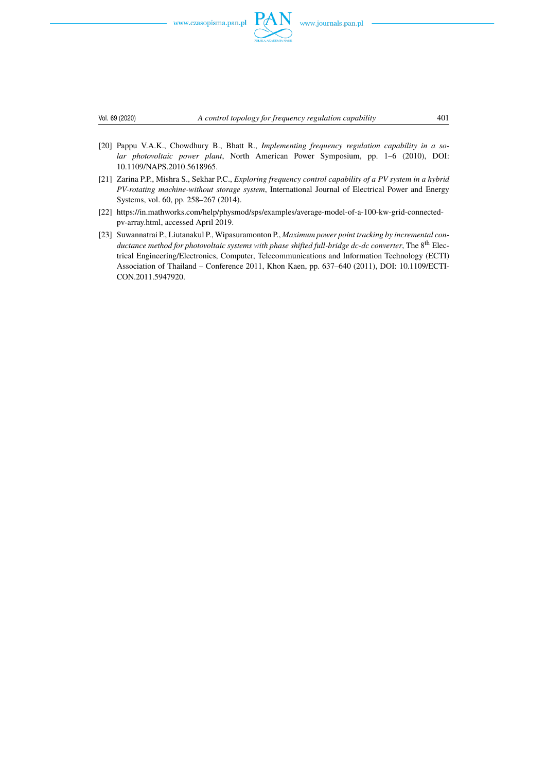[20] Pappu V.A.K., Chowdhury B., Bhatt R., *Implementing frequency regulation capability in a solar photovoltaic power plant*, North American Power Symposium, pp. 1–6 (2010), DOI: 10.1109/NAPS.2010.5618965.

[21] Zarina P.P., Mishra S., Sekhar P.C., *Exploring frequency control capability of a PV system in a hybrid PV-rotating machine-without storage system*, International Journal of Electrical Power and Energy Systems, vol. 60, pp. 258–267 (2014).

[22] https://in.mathworks.com/help/physmod/sps/examples/average-model-of-a-100-kw-grid-connected-pv-array.html, accessed April 2019.

[23] Suwannatrai P., Liutanakul P., Wipasuramonton P., *Maximum power point tracking by incremental conductance method for photovoltaic systems with phase shifted full-bridge dc-dc converter*, The 8$^{th}$ Electrical Engineering/Electronics, Computer, Telecommunications and Information Technology (ECTI) Association of Thailand – Conference 2011, Khon Kaen, pp. 637–640 (2011), DOI: 10.1109/ECTICON.2011.5947920.